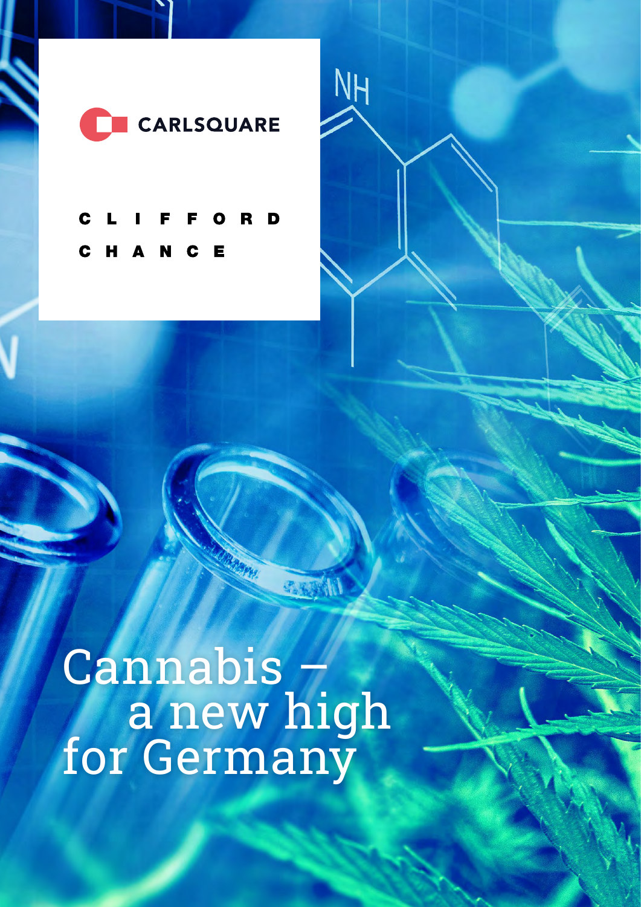CARLSQUARE

CLIFFORD CHANCE

# Cannabis – a new high for Germany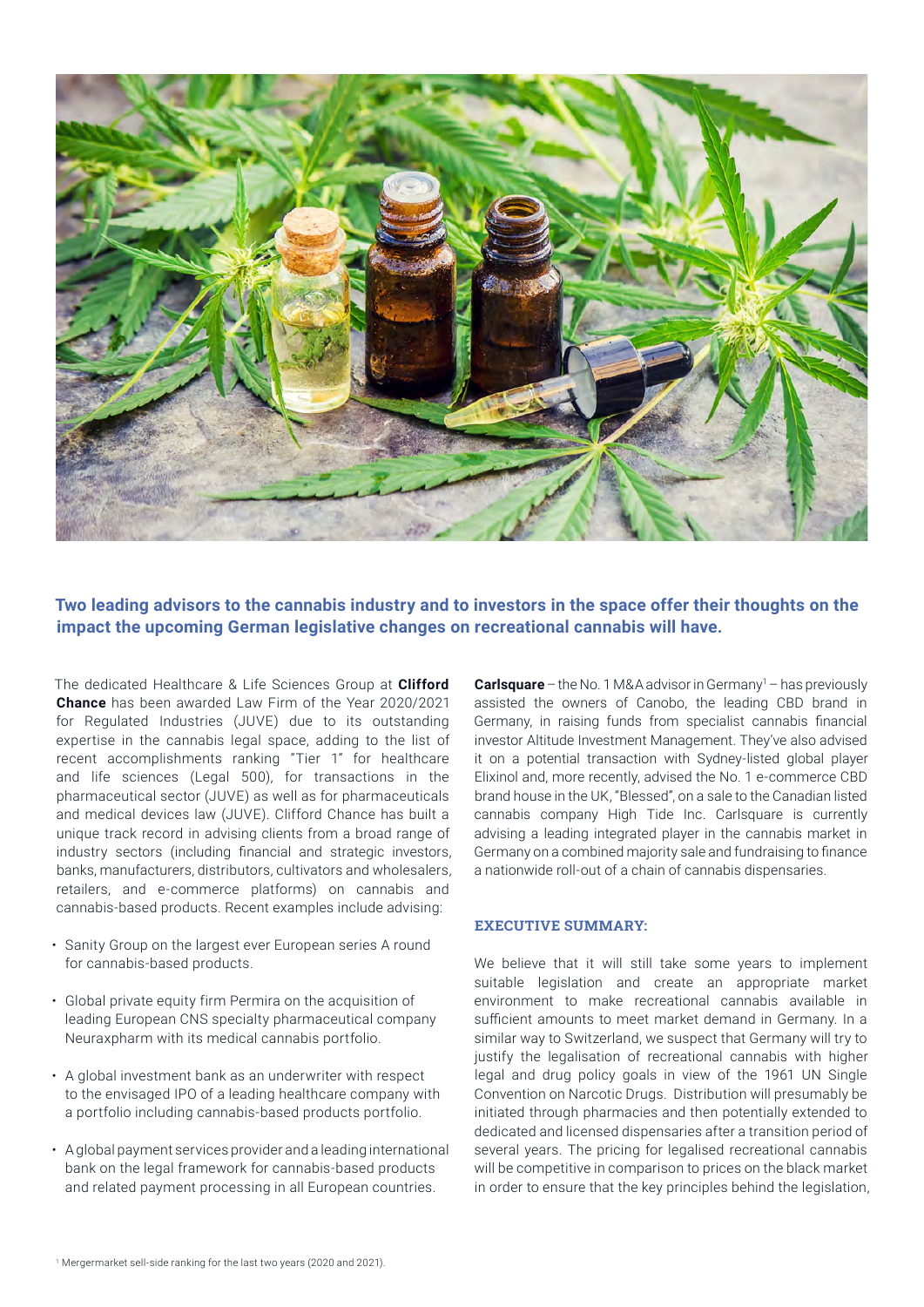**Two leading advisors to the cannabis industry and to investors in the space offer their thoughts on the impact the upcoming German legislative changes on recreational cannabis will have.**

The dedicated Healthcare & Life Sciences Group at **Clifford Chance** has been awarded Law Firm of the Year 2020/2021 for Regulated Industries (JUVE) due to its outstanding expertise in the cannabis legal space, adding to the list of recent accomplishments ranking "Tier 1" for healthcare and life sciences (Legal 500), for transactions in the pharmaceutical sector (JUVE) as well as for pharmaceuticals and medical devices law (JUVE). Clifford Chance has built a unique track record in advising clients from a broad range of industry sectors (including financial and strategic investors, banks, manufacturers, distributors, cultivators and wholesalers, retailers, and e-commerce platforms) on cannabis and cannabis-based products. Recent examples include advising:

- Sanity Group on the largest ever European series A round for cannabis-based products.
- Global private equity firm Permira on the acquisition of leading European CNS specialty pharmaceutical company Neuraxpharm with its medical cannabis portfolio.
- A global investment bank as an underwriter with respect to the envisaged IPO of a leading healthcare company with a portfolio including cannabis-based products portfolio.
- A global payment services provider and a leading international bank on the legal framework for cannabis-based products and related payment processing in all European countries.

**Carlsquare** – the No. 1 M&A advisor in Germany[1] – has previously assisted the owners of Canobo, the leading CBD brand in Germany, in raising funds from specialist cannabis financial investor Altitude Investment Management. They've also advised it on a potential transaction with Sydney-listed global player Elixinol and, more recently, advised the No. 1 e-commerce CBD brand house in the UK, "Blessed", on a sale to the Canadian listed cannabis company High Tide Inc. Carlsquare is currently advising a leading integrated player in the cannabis market in Germany on a combined majority sale and fundraising to finance a nationwide roll-out of a chain of cannabis dispensaries.

### EXECUTIVE SUMMARY:

We believe that it will still take some years to implement suitable legislation and create an appropriate market environment to make recreational cannabis available in sufficient amounts to meet market demand in Germany. In a similar way to Switzerland, we suspect that Germany will try to justify the legalisation of recreational cannabis with higher legal and drug policy goals in view of the 1961 UN Single Convention on Narcotic Drugs. Distribution will presumably be initiated through pharmacies and then potentially extended to dedicated and licensed dispensaries after a transition period of several years. The pricing for legalised recreational cannabis will be competitive in comparison to prices on the black market in order to ensure that the key principles behind the legislation,

[1] Mergermarket sell-side ranking for the last two years (2020 and 2021).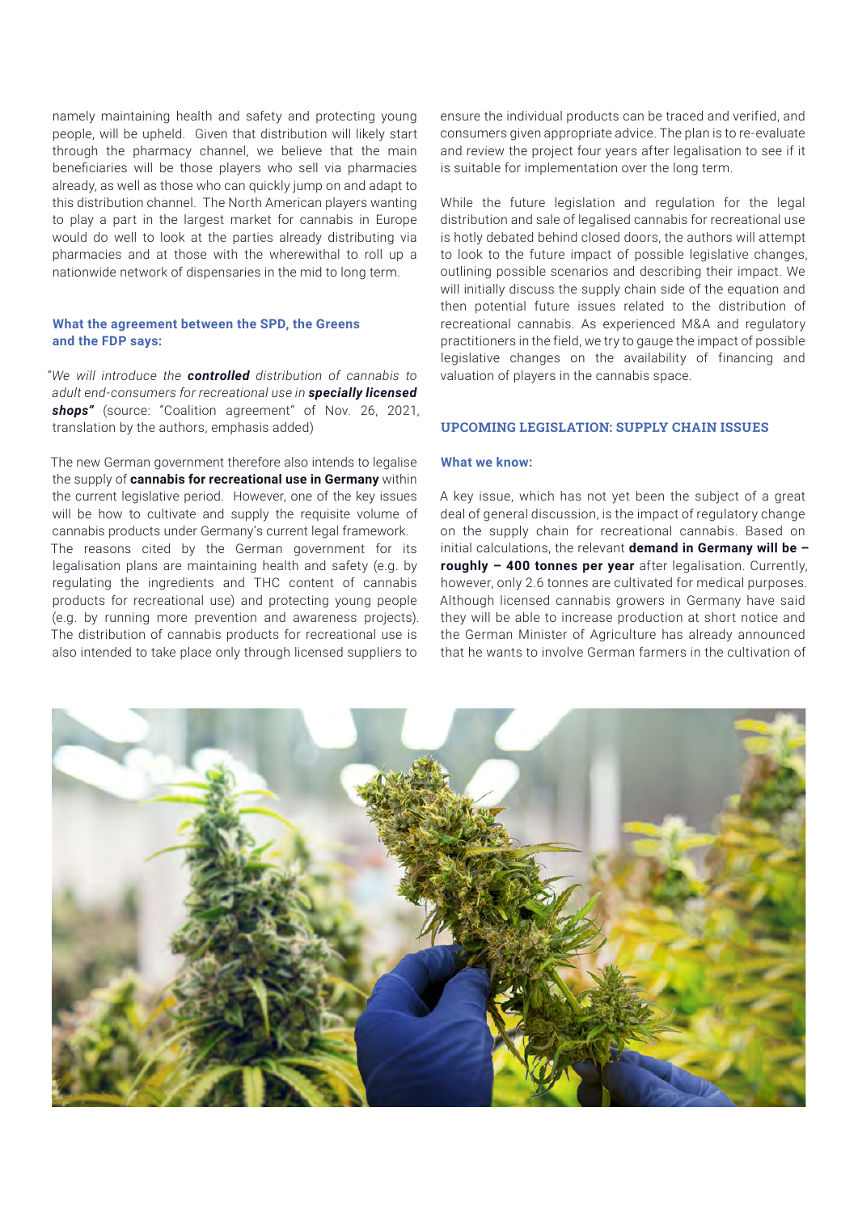namely maintaining health and safety and protecting young people, will be upheld. Given that distribution will likely start through the pharmacy channel, we believe that the main beneficiaries will be those players who sell via pharmacies already, as well as those who can quickly jump on and adapt to this distribution channel. The North American players wanting to play a part in the largest market for cannabis in Europe would do well to look at the parties already distributing via pharmacies and at those with the wherewithal to roll up a nationwide network of dispensaries in the mid to long term.

### What the agreement between the SPD, the Greens and the FDP says:

*"We will introduce the* ***controlled*** *distribution of cannabis to adult end-consumers for recreational use in* ***specially licensed shops"*** (source: "Coalition agreement" of Nov. 26, 2021, translation by the authors, emphasis added)

The new German government therefore also intends to legalise the supply of **cannabis for recreational use in Germany** within the current legislative period. However, one of the key issues will be how to cultivate and supply the requisite volume of cannabis products under Germany's current legal framework.

The reasons cited by the German government for its legalisation plans are maintaining health and safety (e.g. by regulating the ingredients and THC content of cannabis products for recreational use) and protecting young people (e.g. by running more prevention and awareness projects). The distribution of cannabis products for recreational use is also intended to take place only through licensed suppliers to ensure the individual products can be traced and verified, and consumers given appropriate advice. The plan is to re-evaluate and review the project four years after legalisation to see if it is suitable for implementation over the long term.

While the future legislation and regulation for the legal distribution and sale of legalised cannabis for recreational use is hotly debated behind closed doors, the authors will attempt to look to the future impact of possible legislative changes, outlining possible scenarios and describing their impact. We will initially discuss the supply chain side of the equation and then potential future issues related to the distribution of recreational cannabis. As experienced M&A and regulatory practitioners in the field, we try to gauge the impact of possible legislative changes on the availability of financing and valuation of players in the cannabis space.

## UPCOMING LEGISLATION: SUPPLY CHAIN ISSUES

### What we know:

A key issue, which has not yet been the subject of a great deal of general discussion, is the impact of regulatory change on the supply chain for recreational cannabis. Based on initial calculations, the relevant **demand in Germany will be – roughly – 400 tonnes per year** after legalisation. Currently, however, only 2.6 tonnes are cultivated for medical purposes. Although licensed cannabis growers in Germany have said they will be able to increase production at short notice and the German Minister of Agriculture has already announced that he wants to involve German farmers in the cultivation of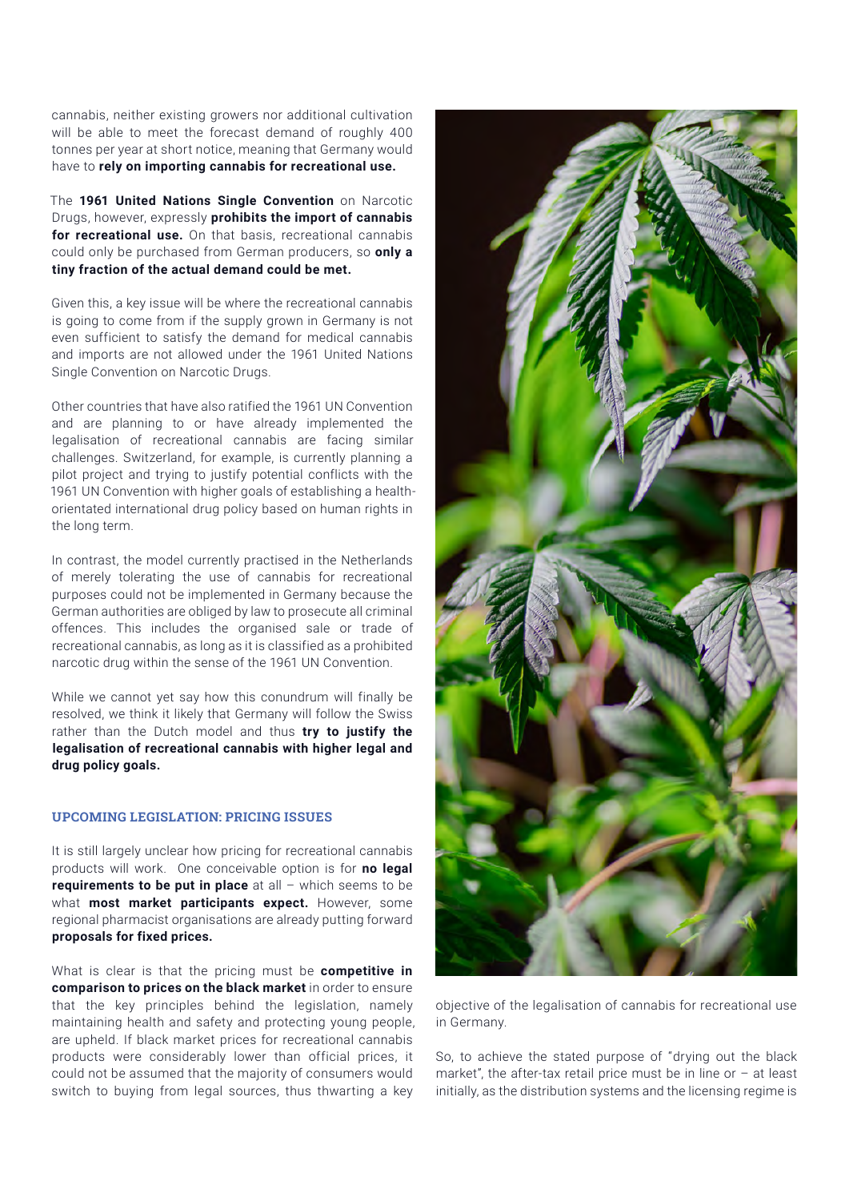cannabis, neither existing growers nor additional cultivation will be able to meet the forecast demand of roughly 400 tonnes per year at short notice, meaning that Germany would have to **rely on importing cannabis for recreational use.**

The **1961 United Nations Single Convention** on Narcotic Drugs, however, expressly **prohibits the import of cannabis for recreational use.** On that basis, recreational cannabis could only be purchased from German producers, so **only a tiny fraction of the actual demand could be met.**

Given this, a key issue will be where the recreational cannabis is going to come from if the supply grown in Germany is not even sufficient to satisfy the demand for medical cannabis and imports are not allowed under the 1961 United Nations Single Convention on Narcotic Drugs.

Other countries that have also ratified the 1961 UN Convention and are planning to or have already implemented the legalisation of recreational cannabis are facing similar challenges. Switzerland, for example, is currently planning a pilot project and trying to justify potential conflicts with the 1961 UN Convention with higher goals of establishing a health-orientated international drug policy based on human rights in the long term.

In contrast, the model currently practised in the Netherlands of merely tolerating the use of cannabis for recreational purposes could not be implemented in Germany because the German authorities are obliged by law to prosecute all criminal offences. This includes the organised sale or trade of recreational cannabis, as long as it is classified as a prohibited narcotic drug within the sense of the 1961 UN Convention.

While we cannot yet say how this conundrum will finally be resolved, we think it likely that Germany will follow the Swiss rather than the Dutch model and thus **try to justify the legalisation of recreational cannabis with higher legal and drug policy goals.**

### UPCOMING LEGISLATION: PRICING ISSUES

It is still largely unclear how pricing for recreational cannabis products will work. One conceivable option is for **no legal requirements to be put in place** at all – which seems to be what **most market participants expect.** However, some regional pharmacist organisations are already putting forward **proposals for fixed prices.**

What is clear is that the pricing must be **competitive in comparison to prices on the black market** in order to ensure that the key principles behind the legislation, namely maintaining health and safety and protecting young people, are upheld. If black market prices for recreational cannabis products were considerably lower than official prices, it could not be assumed that the majority of consumers would switch to buying from legal sources, thus thwarting a key objective of the legalisation of cannabis for recreational use in Germany.

So, to achieve the stated purpose of "drying out the black market", the after-tax retail price must be in line or – at least initially, as the distribution systems and the licensing regime is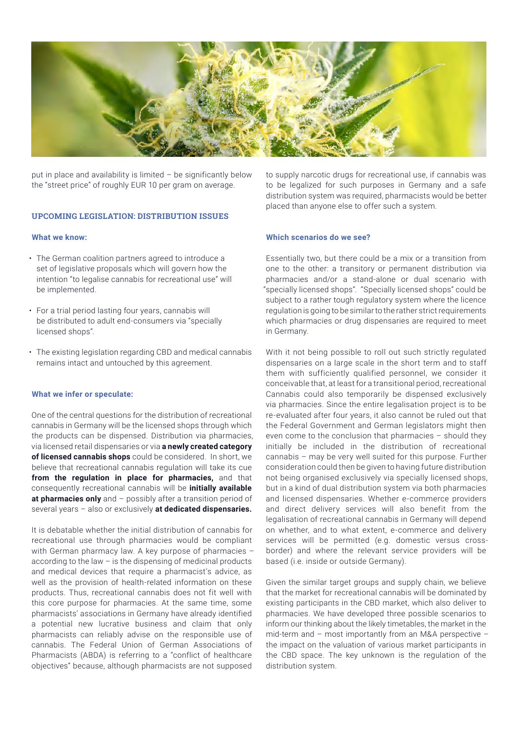put in place and availability is limited – be significantly below the "street price" of roughly EUR 10 per gram on average.

## UPCOMING LEGISLATION: DISTRIBUTION ISSUES

### What we know:

- The German coalition partners agreed to introduce a set of legislative proposals which will govern how the intention "to legalise cannabis for recreational use" will be implemented.
- For a trial period lasting four years, cannabis will be distributed to adult end-consumers via "specially licensed shops".
- The existing legislation regarding CBD and medical cannabis remains intact and untouched by this agreement.

### What we infer or speculate:

One of the central questions for the distribution of recreational cannabis in Germany will be the licensed shops through which the products can be dispensed. Distribution via pharmacies, via licensed retail dispensaries or via **a newly created category of licensed cannabis shops** could be considered. In short, we believe that recreational cannabis regulation will take its cue **from the regulation in place for pharmacies,** and that consequently recreational cannabis will be **initially available at pharmacies only** and – possibly after a transition period of several years – also or exclusively **at dedicated dispensaries.**

It is debatable whether the initial distribution of cannabis for recreational use through pharmacies would be compliant with German pharmacy law. A key purpose of pharmacies – according to the law – is the dispensing of medicinal products and medical devices that require a pharmacist's advice, as well as the provision of health-related information on these products. Thus, recreational cannabis does not fit well with this core purpose for pharmacies. At the same time, some pharmacists' associations in Germany have already identified a potential new lucrative business and claim that only pharmacists can reliably advise on the responsible use of cannabis. The Federal Union of German Associations of Pharmacists (ABDA) is referring to a "conflict of healthcare objectives" because, although pharmacists are not supposed to supply narcotic drugs for recreational use, if cannabis was to be legalized for such purposes in Germany and a safe distribution system was required, pharmacists would be better placed than anyone else to offer such a system.

### Which scenarios do we see?

Essentially two, but there could be a mix or a transition from one to the other: a transitory or permanent distribution via pharmacies and/or a stand-alone or dual scenario with "specially licensed shops". "Specially licensed shops" could be subject to a rather tough regulatory system where the licence regulation is going to be similar to the rather strict requirements which pharmacies or drug dispensaries are required to meet in Germany.

With it not being possible to roll out such strictly regulated dispensaries on a large scale in the short term and to staff them with sufficiently qualified personnel, we consider it conceivable that, at least for a transitional period, recreational Cannabis could also temporarily be dispensed exclusively via pharmacies. Since the entire legalisation project is to be re-evaluated after four years, it also cannot be ruled out that the Federal Government and German legislators might then even come to the conclusion that pharmacies – should they initially be included in the distribution of recreational cannabis – may be very well suited for this purpose. Further consideration could then be given to having future distribution not being organised exclusively via specially licensed shops, but in a kind of dual distribution system via both pharmacies and licensed dispensaries. Whether e-commerce providers and direct delivery services will also benefit from the legalisation of recreational cannabis in Germany will depend on whether, and to what extent, e-commerce and delivery services will be permitted (e.g. domestic versus cross-border) and where the relevant service providers will be based (i.e. inside or outside Germany).

Given the similar target groups and supply chain, we believe that the market for recreational cannabis will be dominated by existing participants in the CBD market, which also deliver to pharmacies. We have developed three possible scenarios to inform our thinking about the likely timetables, the market in the mid-term and – most importantly from an M&A perspective – the impact on the valuation of various market participants in the CBD space. The key unknown is the regulation of the distribution system.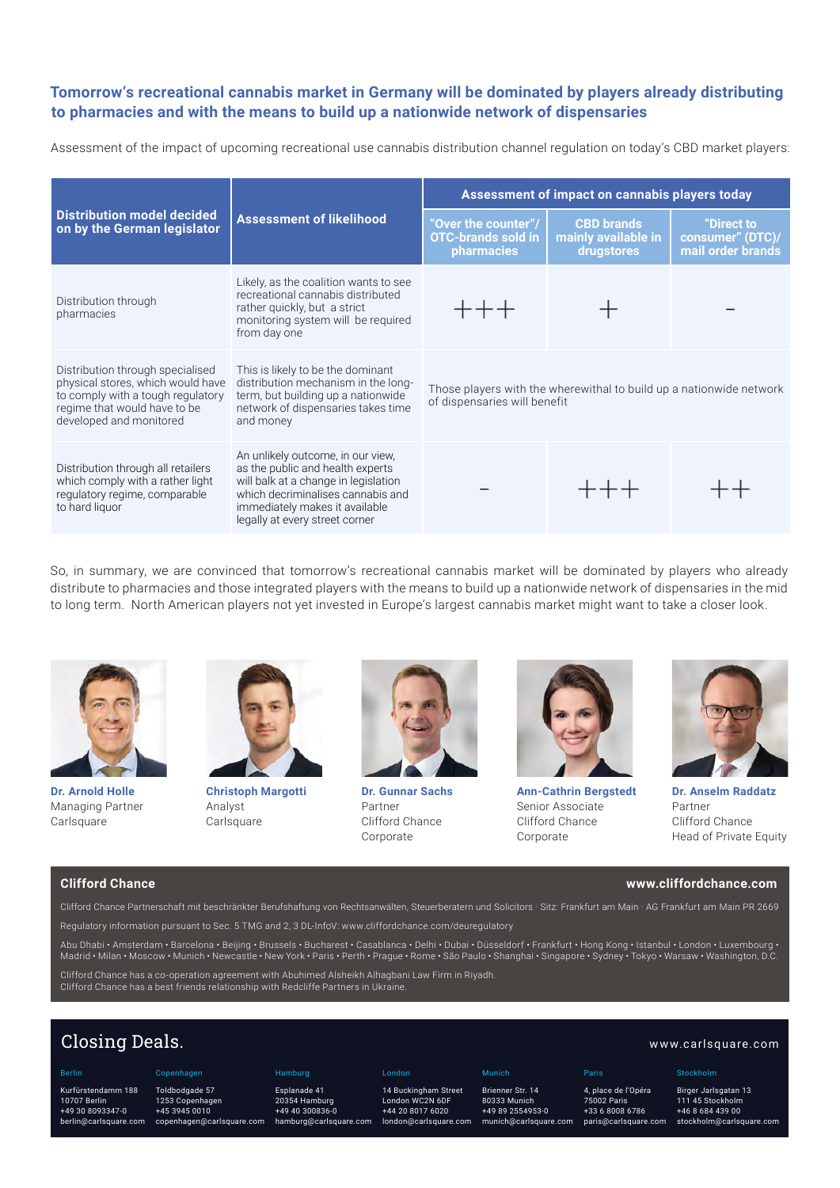## Tomorrow's recreational cannabis market in Germany will be dominated by players already distributing to pharmacies and with the means to build up a nationwide network of dispensaries

Assessment of the impact of upcoming recreational use cannabis distribution channel regulation on today's CBD market players:

| Distribution model decided on by the German legislator | Assessment of likelihood | Assessment of impact on cannabis players today | | |
|---|---|---|---|---|
| | | "Over the counter"/ OTC-brands sold in pharmacies | CBD brands mainly available in drugstores | "Direct to consumer" (DTC)/ mail order brands |
| Distribution through pharmacies | Likely, as the coalition wants to see recreational cannabis distributed rather quickly, but a strict monitoring system will be required from day one | +++ | + | – |
| Distribution through specialised physical stores, which would have to comply with a tough regulatory regime that would have to be developed and monitored | This is likely to be the dominant distribution mechanism in the long-term, but building up a nationwide network of dispensaries takes time and money | Those players with the wherewithal to build up a nationwide network of dispensaries will benefit | | |
| Distribution through all retailers which comply with a rather light regulatory regime, comparable to hard liquor | An unlikely outcome, in our view, as the public and health experts will balk at a change in legislation which decriminalises cannabis and immediately makes it available legally at every street corner | – | +++ | ++ |

So, in summary, we are convinced that tomorrow's recreational cannabis market will be dominated by players who already distribute to pharmacies and those integrated players with the means to build up a nationwide network of dispensaries in the mid to long term. North American players not yet invested in Europe's largest cannabis market might want to take a closer look.

**Dr. Arnold Holle**
Managing Partner
Carlsquare

**Christoph Margotti**
Analyst
Carlsquare

**Dr. Gunnar Sachs**
Partner
Clifford Chance
Corporate

**Ann-Cathrin Bergstedt**
Senior Associate
Clifford Chance
Corporate

**Dr. Anselm Raddatz**
Partner
Clifford Chance
Head of Private Equity

**Clifford Chance** — **www.cliffordchance.com**

Clifford Chance Partnerschaft mit beschränkter Berufshaftung von Rechtsanwälten, Steuerberatern und Solicitors · Sitz: Frankfurt am Main · AG Frankfurt am Main PR 2669

Regulatory information pursuant to Sec. 5 TMG and 2, 3 DL-InfoV: www.cliffordchance.com/deuregulatory

Abu Dhabi • Amsterdam • Barcelona • Beijing • Brussels • Bucharest • Casablanca • Delhi • Dubai • Düsseldorf • Frankfurt • Hong Kong • Istanbul • London • Luxembourg • Madrid • Milan • Moscow • Munich • Newcastle • New York • Paris • Perth • Prague • Rome • São Paulo • Shanghai • Singapore • Sydney • Tokyo • Warsaw • Washington, D.C.

Clifford Chance has a co-operation agreement with Abuhimed Alsheikh Alhagbani Law Firm in Riyadh.
Clifford Chance has a best friends relationship with Redcliffe Partners in Ukraine.

**Closing Deals.** — www.carlsquare.com

| Berlin | Copenhagen | Hamburg | London | Munich | Paris | Stockholm |
|---|---|---|---|---|---|---|
| Kurfürstendamm 188 | Toldbodgade 57 | Esplanade 41 | 14 Buckingham Street | Brienner Str. 14 | 4, place de l'Opéra | Birger Jarlsgatan 13 |
| 10707 Berlin | 1253 Copenhagen | 20354 Hamburg | London WC2N 6DF | 80333 Munich | 75002 Paris | 111 45 Stockholm |
| +49 30 8093347-0 | +45 3945 0010 | +49 40 300836-0 | +44 20 8017 6020 | +49 89 2554953-0 | +33 6 8008 6786 | +46 8 684 439 00 |
| berlin@carlsquare.com | copenhagen@carlsquare.com | hamburg@carlsquare.com | london@carlsquare.com | munich@carlsquare.com | paris@carlsquare.com | stockholm@carlsquare.com |